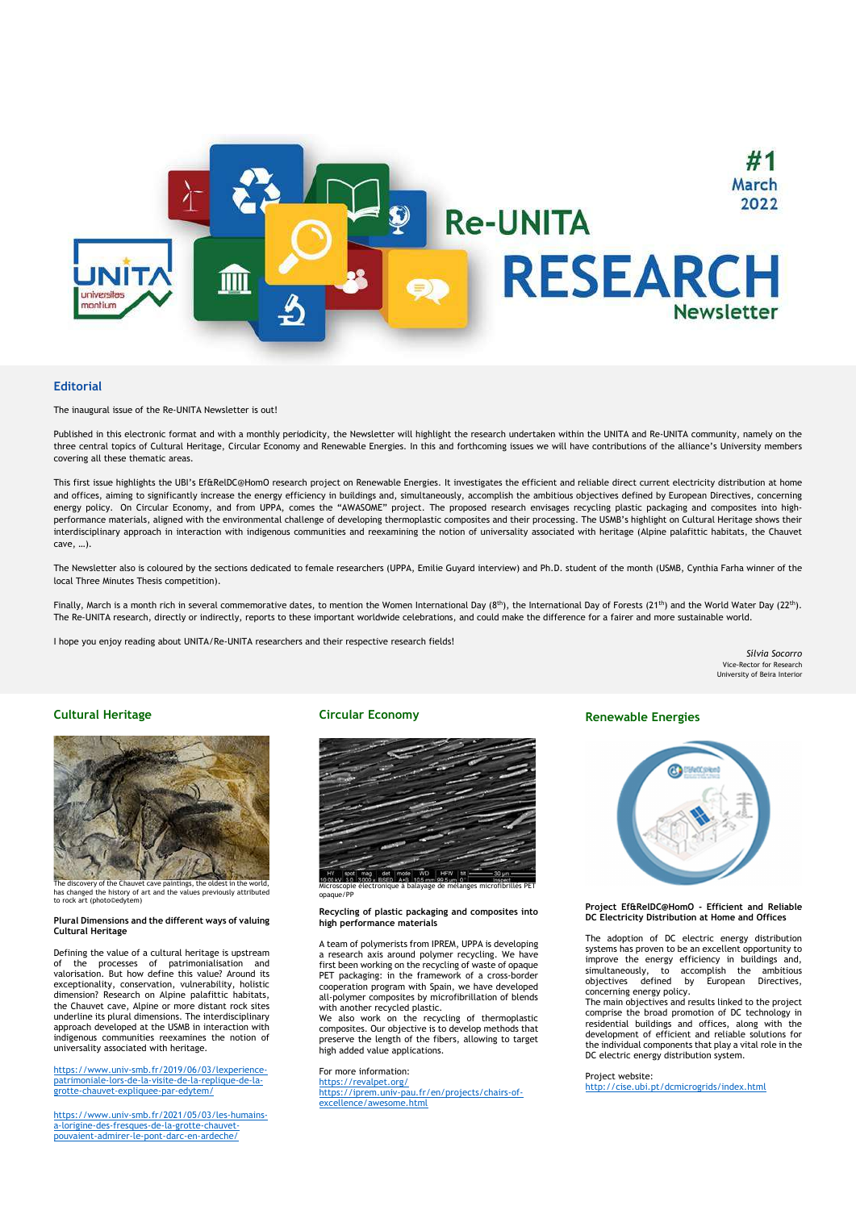# Re-UNITA RESEARCH Newsletter

**#1 March 2022**

## Editorial

The inaugural issue of the Re-UNITA Newsletter is out!

Published in this electronic format and with a monthly periodicity, the Newsletter will highlight the research undertaken within the UNITA and Re-UNITA community, namely on the three central topics of Cultural Heritage, Circular Economy and Renewable Energies. In this and forthcoming issues we will have contributions of the alliance's University members covering all these thematic areas.

This first issue highlights the UBI's Ef&RelDC@HomO research project on Renewable Energies. It investigates the efficient and reliable direct current electricity distribution at home and offices, aiming to significantly increase the energy efficiency in buildings and, simultaneously, accomplish the ambitious objectives defined by European Directives, concerning energy policy. On Circular Economy, and from UPPA, comes the "AWASOME" project. The proposed research envisages recycling plastic packaging and composites into high-performance materials, aligned with the environmental challenge of developing thermoplastic composites and their processing. The USMB's highlight on Cultural Heritage shows their interdisciplinary approach in interaction with indigenous communities and reexamining the notion of universality associated with heritage (Alpine palafittic habitats, the Chauvet cave, …).

The Newsletter also is coloured by the sections dedicated to female researchers (UPPA, Emilie Guyard interview) and Ph.D. student of the month (USMB, Cynthia Farha winner of the local Three Minutes Thesis competition).

Finally, March is a month rich in several commemorative dates, to mention the Women International Day (8th), the International Day of Forests (21th) and the World Water Day (22th). The Re-UNITA research, directly or indirectly, reports to these important worldwide celebrations, and could make the difference for a fairer and more sustainable world.

I hope you enjoy reading about UNITA/Re-UNITA researchers and their respective research fields!

*Silvia Socorro*
Vice-Rector for Research
University of Beira Interior

## Cultural Heritage

The discovery of the Chauvet cave paintings, the oldest in the world, has changed the history of art and the values previously attributed to rock art (photo©edytem)

**Plural Dimensions and the different ways of valuing Cultural Heritage**

Defining the value of a cultural heritage is upstream of the processes of patrimonialisation and valorisation. But how define this value? Around its exceptionality, conservation, vulnerability, holistic dimension? Research on Alpine palafittic habitats, the Chauvet cave, Alpine or more distant rock sites underline its plural dimensions. The interdisciplinary approach developed at the USMB in interaction with indigenous communities reexamines the notion of universality associated with heritage.

https://www.univ-smb.fr/2019/06/03/lexperience-patrimoniale-lors-de-la-visite-de-la-replique-de-la-grotte-chauvet-expliquee-par-edytem/

https://www.univ-smb.fr/2021/05/03/les-humains-a-lorigine-des-fresques-de-la-grotte-chauvet-pouvaient-admirer-le-pont-darc-en-ardeche/

## Circular Economy

Microscopie électronique à balayage de mélanges microfibrillés PET opaque/PP

**Recycling of plastic packaging and composites into high performance materials**

A team of polymerists from IPREM, UPPA is developing a research axis around polymer recycling. We have first been working on the recycling of waste of opaque PET packaging: in the framework of a cross-border cooperation program with Spain, we have developed all-polymer composites by microfibrillation of blends with another recycled plastic.
We also work on the recycling of thermoplastic composites. Our objective is to develop methods that preserve the length of the fibers, allowing to target high added value applications.

For more information:
https://revalpet.org/
https://iprem.univ-pau.fr/en/projects/chairs-of-excellence/awesome.html

## Renewable Energies

**Project Ef&RelDC@HomO - Efficient and Reliable DC Electricity Distribution at Home and Offices**

The adoption of DC electric energy distribution systems has proven to be an excellent opportunity to improve the energy efficiency in buildings and, simultaneously, to accomplish the ambitious objectives defined by European Directives, concerning energy policy.
The main objectives and results linked to the project comprise the broad promotion of DC technology in residential buildings and offices, along with the development of efficient and reliable solutions for the individual components that play a vital role in the DC electric energy distribution system.

Project website:
http://cise.ubi.pt/dcmicrogrids/index.html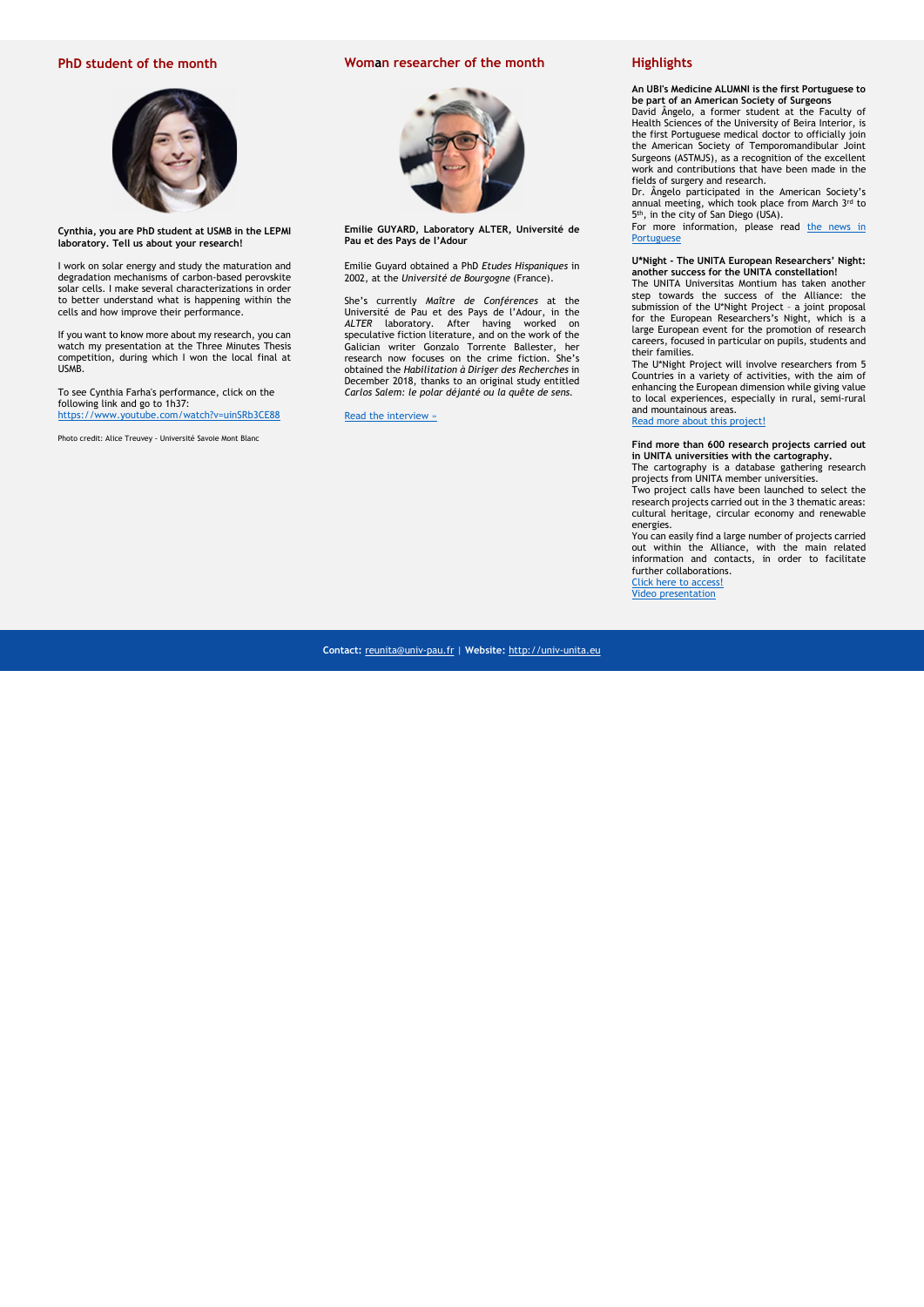## PhD student of the month

**Cynthia, you are PhD student at USMB in the LEPMI laboratory. Tell us about your research!**

I work on solar energy and study the maturation and degradation mechanisms of carbon-based perovskite solar cells. I make several characterizations in order to better understand what is happening within the cells and how improve their performance.

If you want to know more about my research, you can watch my presentation at the Three Minutes Thesis competition, during which I won the local final at USMB.

To see Cynthia Farha's performance, click on the following link and go to 1h37:
https://www.youtube.com/watch?v=uinSRb3CE88

Photo credit: Alice Treuvey - Université Savoie Mont Blanc

## Woman researcher of the month

**Emilie GUYARD, Laboratory ALTER, Université de Pau et des Pays de l'Adour**

Emilie Guyard obtained a PhD *Etudes Hispaniques* in 2002, at the *Université de Bourgogne* (France).

She's currently *Maître de Conférences* at the Université de Pau et des Pays de l'Adour, in the *ALTER* laboratory. After having worked on speculative fiction literature, and on the work of the Galician writer Gonzalo Torrente Ballester, her research now focuses on the crime fiction. She's obtained the *Habilitation à Diriger des Recherches* in December 2018, thanks to an original study entitled *Carlos Salem: le polar déjanté ou la quête de sens.*

Read the interview »

## Highlights

**An UBI's Medicine ALUMNI is the first Portuguese to be part of an American Society of Surgeons**
David Ângelo, a former student at the Faculty of Health Sciences of the University of Beira Interior, is the first Portuguese medical doctor to officially join the American Society of Temporomandibular Joint Surgeons (ASTMJS), as a recognition of the excellent work and contributions that have been made in the fields of surgery and research.
Dr. Ângelo participated in the American Society's annual meeting, which took place from March 3rd to 5th, in the city of San Diego (USA).
For more information, please read the news in Portuguese

**U\*Night - The UNITA European Researchers' Night: another success for the UNITA constellation!**
The UNITA Universitas Montium has taken another step towards the success of the Alliance: the submission of the U*Night Project – a joint proposal for the European Researchers's Night, which is a large European event for the promotion of research careers, focused in particular on pupils, students and their families.
The U*Night Project will involve researchers from 5 Countries in a variety of activities, with the aim of enhancing the European dimension while giving value to local experiences, especially in rural, semi-rural and mountainous areas.
Read more about this project!

**Find more than 600 research projects carried out in UNITA universities with the cartography.**
The cartography is a database gathering research projects from UNITA member universities.
Two project calls have been launched to select the research projects carried out in the 3 thematic areas: cultural heritage, circular economy and renewable energies.
You can easily find a large number of projects carried out within the Alliance, with the main related information and contacts, in order to facilitate further collaborations.
Click here to access!
Video presentation

**Contact:** reunita@univ-pau.fr | **Website:** http://univ-unita.eu